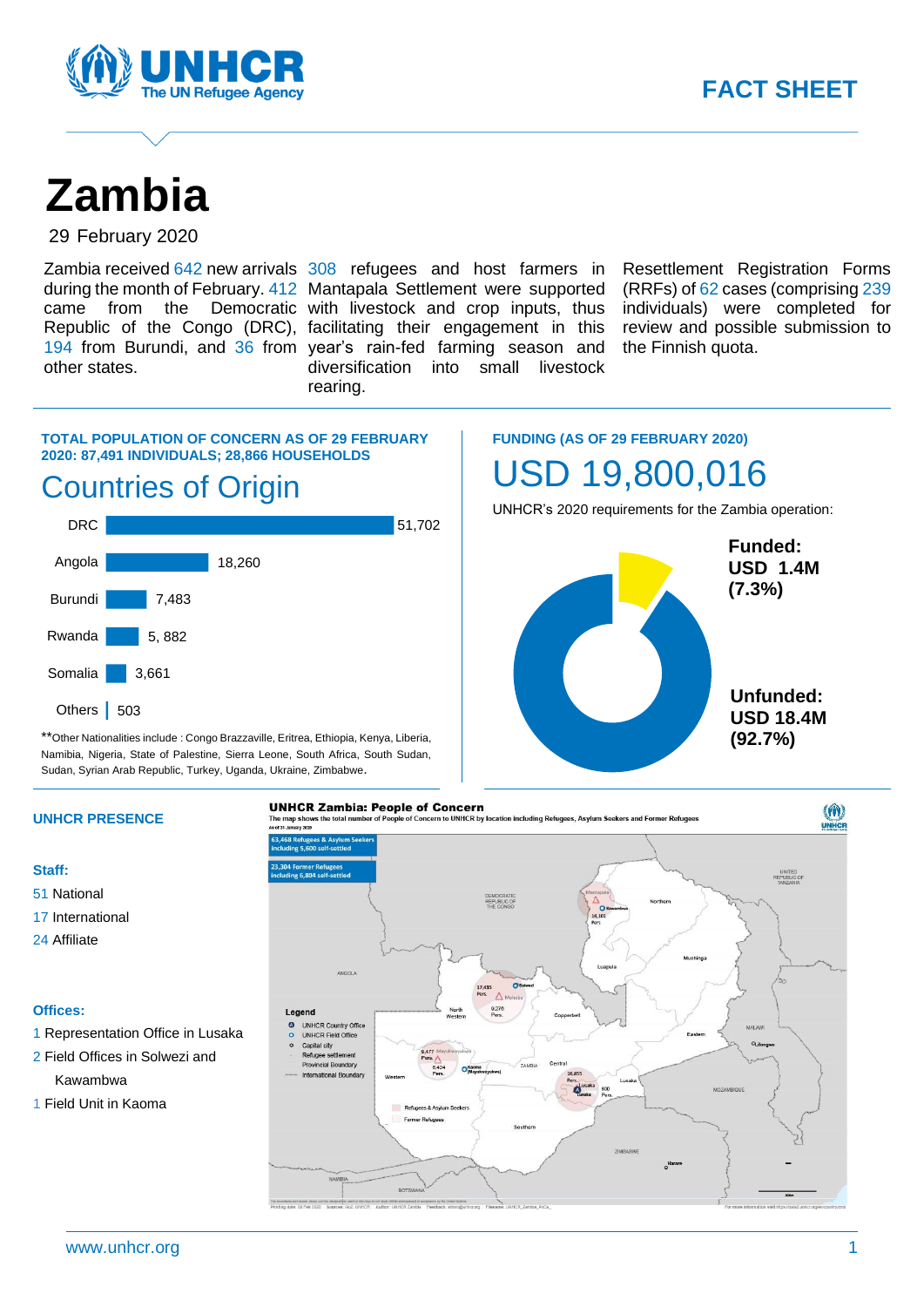FACT SHEET

# Zambia

29 February 2020

Zambia received 642 new arrivals during the month of February. 412 came from the Democratic Republic of the Congo (DRC), 194 from Burundi, and 36 from other states.

308 refugees and host farmers in Mantapala Settlement were supported with livestock and crop inputs, thus facilitating their engagement in this year's rain-fed farming season and diversification into small livestock rearing.

Resettlement Registration Forms (RRFs) of 62 cases (comprising 239 individuals) were completed for review and possible submission to the Finnish quota.

**TOTAL POPULATION OF CONCERN AS OF 29 FEBRUARY 2020: 87,491 INDIVIDUALS; 28,866 HOUSEHOLDS**

## Countries of Origin

| Country | Individuals |
|---|---|
| DRC | 51,702 |
| Angola | 18,260 |
| Burundi | 7,483 |
| Rwanda | 5, 882 |
| Somalia | 3,661 |
| Others | 503 |

**Other Nationalities include : Congo Brazzaville, Eritrea, Ethiopia, Kenya, Liberia, Namibia, Nigeria, State of Palestine, Sierra Leone, South Africa, South Sudan, Sudan, Syrian Arab Republic, Turkey, Uganda, Ukraine, Zimbabwe.

**FUNDING (AS OF 29 FEBRUARY 2020)**

## USD 19,800,016

UNHCR's 2020 requirements for the Zambia operation:

**Funded: USD 1.4M (7.3%)**

**Unfunded: USD 18.4M (92.7%)**

**UNHCR PRESENCE**

**Staff:**

51 National

17 International

24 Affiliate

**Offices:**

1 Representation Office in Lusaka

2 Field Offices in Solwezi and Kawambwa

1 Field Unit in Kaoma

**UNHCR Zambia: People of Concern**

The map shows the total number of People of Concern to UNHCR by location including Refugees, Asylum Seekers and Former Refugees

63,468 Refugees & Asylum Seekers including 5,600 self-settled

23,304 Former Refugees including 6,804 self-settled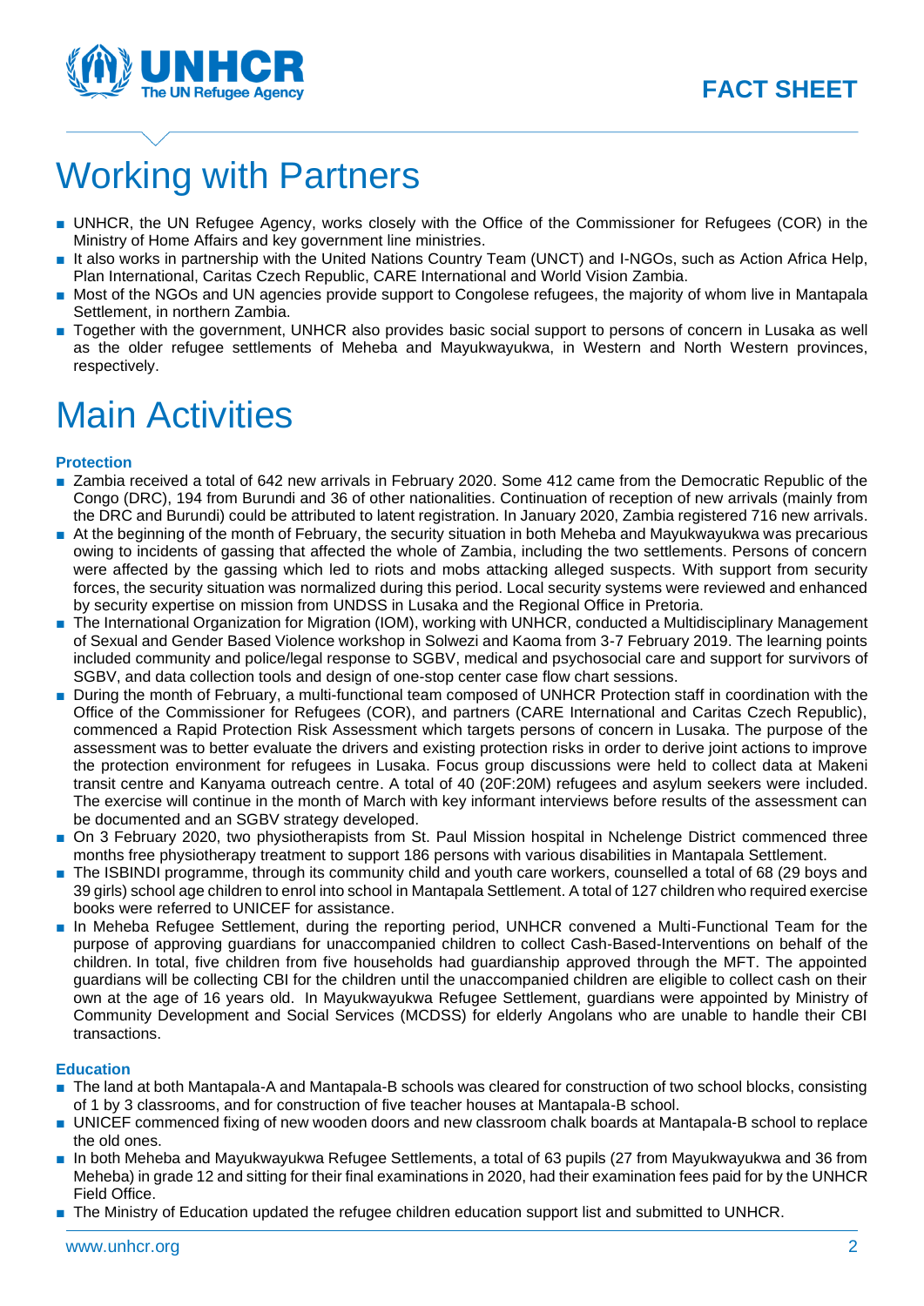# Working with Partners

- UNHCR, the UN Refugee Agency, works closely with the Office of the Commissioner for Refugees (COR) in the Ministry of Home Affairs and key government line ministries.
- It also works in partnership with the United Nations Country Team (UNCT) and I-NGOs, such as Action Africa Help, Plan International, Caritas Czech Republic, CARE International and World Vision Zambia.
- Most of the NGOs and UN agencies provide support to Congolese refugees, the majority of whom live in Mantapala Settlement, in northern Zambia.
- Together with the government, UNHCR also provides basic social support to persons of concern in Lusaka as well as the older refugee settlements of Meheba and Mayukwayukwa, in Western and North Western provinces, respectively.

# Main Activities

### Protection

- Zambia received a total of 642 new arrivals in February 2020. Some 412 came from the Democratic Republic of the Congo (DRC), 194 from Burundi and 36 of other nationalities. Continuation of reception of new arrivals (mainly from the DRC and Burundi) could be attributed to latent registration. In January 2020, Zambia registered 716 new arrivals.
- At the beginning of the month of February, the security situation in both Meheba and Mayukwayukwa was precarious owing to incidents of gassing that affected the whole of Zambia, including the two settlements. Persons of concern were affected by the gassing which led to riots and mobs attacking alleged suspects. With support from security forces, the security situation was normalized during this period. Local security systems were reviewed and enhanced by security expertise on mission from UNDSS in Lusaka and the Regional Office in Pretoria.
- The International Organization for Migration (IOM), working with UNHCR, conducted a Multidisciplinary Management of Sexual and Gender Based Violence workshop in Solwezi and Kaoma from 3-7 February 2019. The learning points included community and police/legal response to SGBV, medical and psychosocial care and support for survivors of SGBV, and data collection tools and design of one-stop center case flow chart sessions.
- During the month of February, a multi-functional team composed of UNHCR Protection staff in coordination with the Office of the Commissioner for Refugees (COR), and partners (CARE International and Caritas Czech Republic), commenced a Rapid Protection Risk Assessment which targets persons of concern in Lusaka. The purpose of the assessment was to better evaluate the drivers and existing protection risks in order to derive joint actions to improve the protection environment for refugees in Lusaka. Focus group discussions were held to collect data at Makeni transit centre and Kanyama outreach centre. A total of 40 (20F:20M) refugees and asylum seekers were included. The exercise will continue in the month of March with key informant interviews before results of the assessment can be documented and an SGBV strategy developed.
- On 3 February 2020, two physiotherapists from St. Paul Mission hospital in Nchelenge District commenced three months free physiotherapy treatment to support 186 persons with various disabilities in Mantapala Settlement.
- The ISBINDI programme, through its community child and youth care workers, counselled a total of 68 (29 boys and 39 girls) school age children to enrol into school in Mantapala Settlement. A total of 127 children who required exercise books were referred to UNICEF for assistance.
- In Meheba Refugee Settlement, during the reporting period, UNHCR convened a Multi-Functional Team for the purpose of approving guardians for unaccompanied children to collect Cash-Based-Interventions on behalf of the children. In total, five children from five households had guardianship approved through the MFT. The appointed guardians will be collecting CBI for the children until the unaccompanied children are eligible to collect cash on their own at the age of 16 years old. In Mayukwayukwa Refugee Settlement, guardians were appointed by Ministry of Community Development and Social Services (MCDSS) for elderly Angolans who are unable to handle their CBI transactions.

### Education

- The land at both Mantapala-A and Mantapala-B schools was cleared for construction of two school blocks, consisting of 1 by 3 classrooms, and for construction of five teacher houses at Mantapala-B school.
- UNICEF commenced fixing of new wooden doors and new classroom chalk boards at Mantapala-B school to replace the old ones.
- In both Meheba and Mayukwayukwa Refugee Settlements, a total of 63 pupils (27 from Mayukwayukwa and 36 from Meheba) in grade 12 and sitting for their final examinations in 2020, had their examination fees paid for by the UNHCR Field Office.
- The Ministry of Education updated the refugee children education support list and submitted to UNHCR.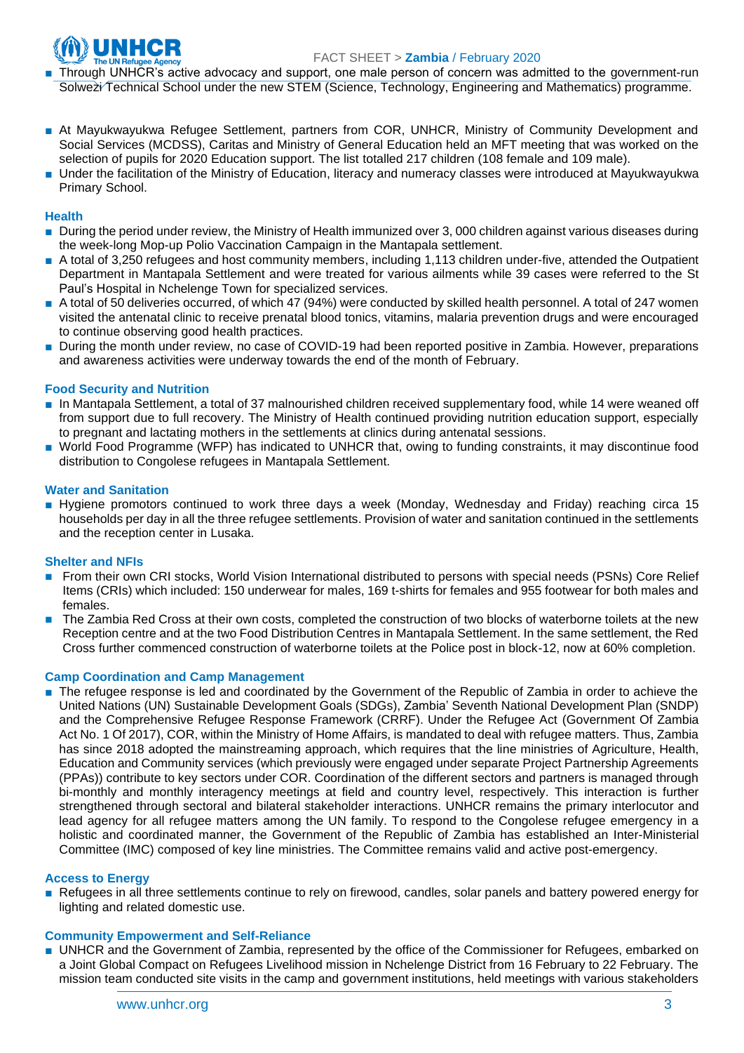- Through UNHCR's active advocacy and support, one male person of concern was admitted to the government-run Solwezi Technical School under the new STEM (Science, Technology, Engineering and Mathematics) programme.

- At Mayukwayukwa Refugee Settlement, partners from COR, UNHCR, Ministry of Community Development and Social Services (MCDSS), Caritas and Ministry of General Education held an MFT meeting that was worked on the selection of pupils for 2020 Education support. The list totalled 217 children (108 female and 109 male).
- Under the facilitation of the Ministry of Education, literacy and numeracy classes were introduced at Mayukwayukwa Primary School.

### Health

- During the period under review, the Ministry of Health immunized over 3, 000 children against various diseases during the week-long Mop-up Polio Vaccination Campaign in the Mantapala settlement.
- A total of 3,250 refugees and host community members, including 1,113 children under-five, attended the Outpatient Department in Mantapala Settlement and were treated for various ailments while 39 cases were referred to the St Paul's Hospital in Nchelenge Town for specialized services.
- A total of 50 deliveries occurred, of which 47 (94%) were conducted by skilled health personnel. A total of 247 women visited the antenatal clinic to receive prenatal blood tonics, vitamins, malaria prevention drugs and were encouraged to continue observing good health practices.
- During the month under review, no case of COVID-19 had been reported positive in Zambia. However, preparations and awareness activities were underway towards the end of the month of February.

### Food Security and Nutrition

- In Mantapala Settlement, a total of 37 malnourished children received supplementary food, while 14 were weaned off from support due to full recovery. The Ministry of Health continued providing nutrition education support, especially to pregnant and lactating mothers in the settlements at clinics during antenatal sessions.
- World Food Programme (WFP) has indicated to UNHCR that, owing to funding constraints, it may discontinue food distribution to Congolese refugees in Mantapala Settlement.

### Water and Sanitation

- Hygiene promotors continued to work three days a week (Monday, Wednesday and Friday) reaching circa 15 households per day in all the three refugee settlements. Provision of water and sanitation continued in the settlements and the reception center in Lusaka.

### Shelter and NFIs

- From their own CRI stocks, World Vision International distributed to persons with special needs (PSNs) Core Relief Items (CRIs) which included: 150 underwear for males, 169 t-shirts for females and 955 footwear for both males and females.
- The Zambia Red Cross at their own costs, completed the construction of two blocks of waterborne toilets at the new Reception centre and at the two Food Distribution Centres in Mantapala Settlement. In the same settlement, the Red Cross further commenced construction of waterborne toilets at the Police post in block-12, now at 60% completion.

### Camp Coordination and Camp Management

- The refugee response is led and coordinated by the Government of the Republic of Zambia in order to achieve the United Nations (UN) Sustainable Development Goals (SDGs), Zambia' Seventh National Development Plan (SNDP) and the Comprehensive Refugee Response Framework (CRRF). Under the Refugee Act (Government Of Zambia Act No. 1 Of 2017), COR, within the Ministry of Home Affairs, is mandated to deal with refugee matters. Thus, Zambia has since 2018 adopted the mainstreaming approach, which requires that the line ministries of Agriculture, Health, Education and Community services (which previously were engaged under separate Project Partnership Agreements (PPAs)) contribute to key sectors under COR. Coordination of the different sectors and partners is managed through bi-monthly and monthly interagency meetings at field and country level, respectively. This interaction is further strengthened through sectoral and bilateral stakeholder interactions. UNHCR remains the primary interlocutor and lead agency for all refugee matters among the UN family. To respond to the Congolese refugee emergency in a holistic and coordinated manner, the Government of the Republic of Zambia has established an Inter-Ministerial Committee (IMC) composed of key line ministries. The Committee remains valid and active post-emergency.

### Access to Energy

- Refugees in all three settlements continue to rely on firewood, candles, solar panels and battery powered energy for lighting and related domestic use.

### Community Empowerment and Self-Reliance

- UNHCR and the Government of Zambia, represented by the office of the Commissioner for Refugees, embarked on a Joint Global Compact on Refugees Livelihood mission in Nchelenge District from 16 February to 22 February. The mission team conducted site visits in the camp and government institutions, held meetings with various stakeholders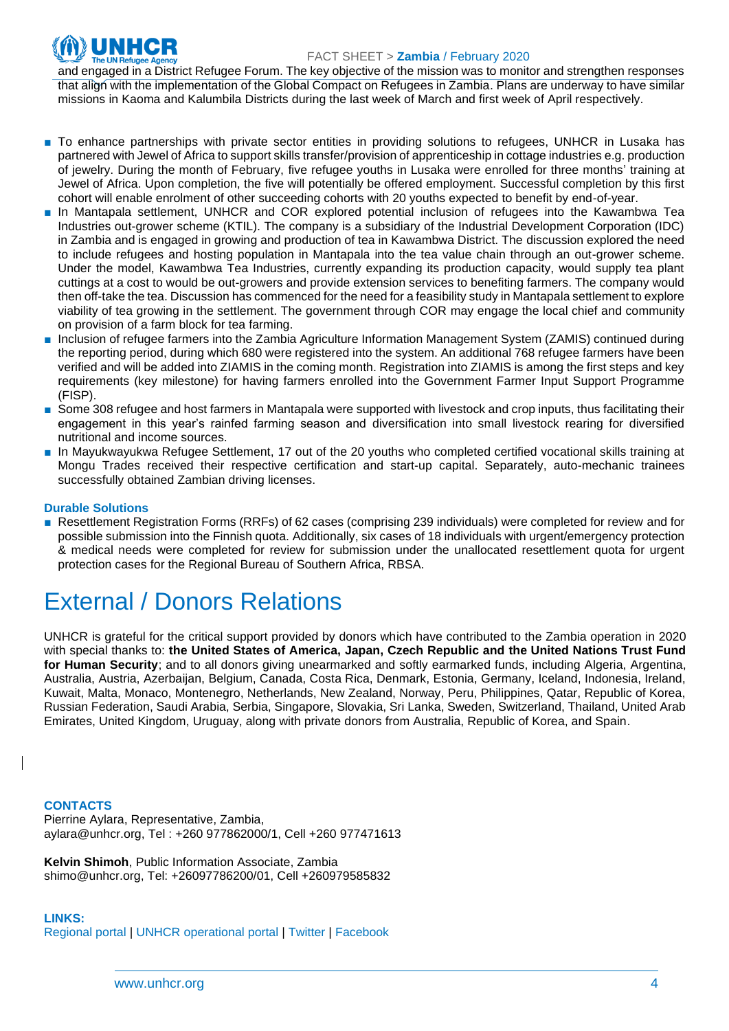and engaged in a District Refugee Forum. The key objective of the mission was to monitor and strengthen responses that align with the implementation of the Global Compact on Refugees in Zambia. Plans are underway to have similar missions in Kaoma and Kalumbila Districts during the last week of March and first week of April respectively.

- To enhance partnerships with private sector entities in providing solutions to refugees, UNHCR in Lusaka has partnered with Jewel of Africa to support skills transfer/provision of apprenticeship in cottage industries e.g. production of jewelry. During the month of February, five refugee youths in Lusaka were enrolled for three months' training at Jewel of Africa. Upon completion, the five will potentially be offered employment. Successful completion by this first cohort will enable enrolment of other succeeding cohorts with 20 youths expected to benefit by end-of-year.
- In Mantapala settlement, UNHCR and COR explored potential inclusion of refugees into the Kawambwa Tea Industries out-grower scheme (KTIL). The company is a subsidiary of the Industrial Development Corporation (IDC) in Zambia and is engaged in growing and production of tea in Kawambwa District. The discussion explored the need to include refugees and hosting population in Mantapala into the tea value chain through an out-grower scheme. Under the model, Kawambwa Tea Industries, currently expanding its production capacity, would supply tea plant cuttings at a cost to would be out-growers and provide extension services to benefiting farmers. The company would then off-take the tea. Discussion has commenced for the need for a feasibility study in Mantapala settlement to explore viability of tea growing in the settlement. The government through COR may engage the local chief and community on provision of a farm block for tea farming.
- Inclusion of refugee farmers into the Zambia Agriculture Information Management System (ZAMIS) continued during the reporting period, during which 680 were registered into the system. An additional 768 refugee farmers have been verified and will be added into ZIAMIS in the coming month. Registration into ZIAMIS is among the first steps and key requirements (key milestone) for having farmers enrolled into the Government Farmer Input Support Programme (FISP).
- Some 308 refugee and host farmers in Mantapala were supported with livestock and crop inputs, thus facilitating their engagement in this year's rainfed farming season and diversification into small livestock rearing for diversified nutritional and income sources.
- In Mayukwayukwa Refugee Settlement, 17 out of the 20 youths who completed certified vocational skills training at Mongu Trades received their respective certification and start-up capital. Separately, auto-mechanic trainees successfully obtained Zambian driving licenses.

### Durable Solutions

- Resettlement Registration Forms (RRFs) of 62 cases (comprising 239 individuals) were completed for review and for possible submission into the Finnish quota. Additionally, six cases of 18 individuals with urgent/emergency protection & medical needs were completed for review for submission under the unallocated resettlement quota for urgent protection cases for the Regional Bureau of Southern Africa, RBSA.

# External / Donors Relations

UNHCR is grateful for the critical support provided by donors which have contributed to the Zambia operation in 2020 with special thanks to: **the United States of America, Japan, Czech Republic and the United Nations Trust Fund for Human Security**; and to all donors giving unearmarked and softly earmarked funds, including Algeria, Argentina, Australia, Austria, Azerbaijan, Belgium, Canada, Costa Rica, Denmark, Estonia, Germany, Iceland, Indonesia, Ireland, Kuwait, Malta, Monaco, Montenegro, Netherlands, New Zealand, Norway, Peru, Philippines, Qatar, Republic of Korea, Russian Federation, Saudi Arabia, Serbia, Singapore, Slovakia, Sri Lanka, Sweden, Switzerland, Thailand, United Arab Emirates, United Kingdom, Uruguay, along with private donors from Australia, Republic of Korea, and Spain.

**CONTACTS**

Pierrine Aylara, Representative, Zambia,
aylara@unhcr.org, Tel : +260 977862000/1, Cell +260 977471613

**Kelvin Shimoh**, Public Information Associate, Zambia
shimo@unhcr.org, Tel: +26097786200/01, Cell +260979585832

**LINKS:**

Regional portal | UNHCR operational portal | Twitter | Facebook